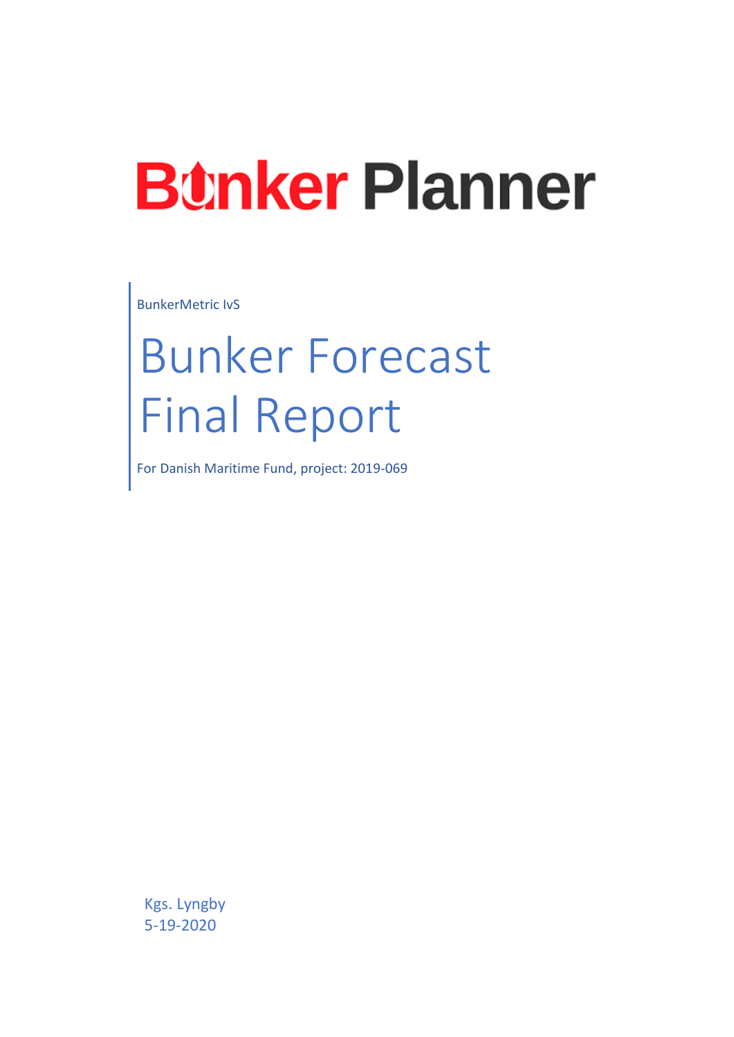# Bunker Planner

BunkerMetric IvS

# Bunker Forecast Final Report

For Danish Maritime Fund, project: 2019-069

Kgs. Lyngby
5-19-2020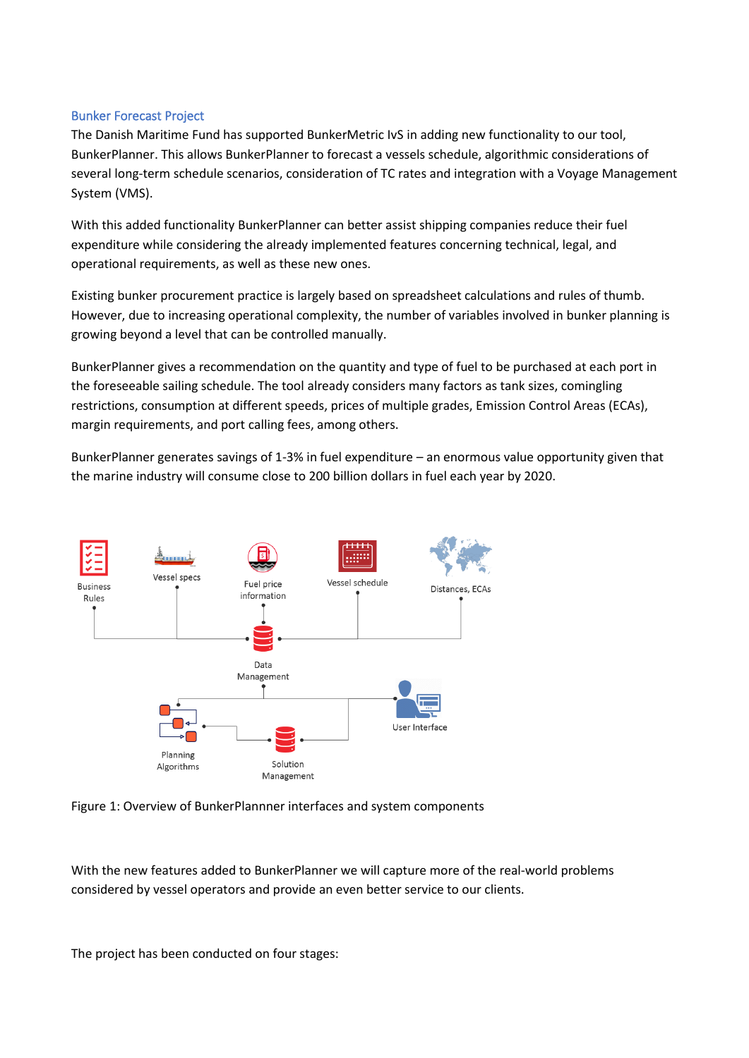## Bunker Forecast Project

The Danish Maritime Fund has supported BunkerMetric IvS in adding new functionality to our tool, BunkerPlanner. This allows BunkerPlanner to forecast a vessels schedule, algorithmic considerations of several long-term schedule scenarios, consideration of TC rates and integration with a Voyage Management System (VMS).

With this added functionality BunkerPlanner can better assist shipping companies reduce their fuel expenditure while considering the already implemented features concerning technical, legal, and operational requirements, as well as these new ones.

Existing bunker procurement practice is largely based on spreadsheet calculations and rules of thumb. However, due to increasing operational complexity, the number of variables involved in bunker planning is growing beyond a level that can be controlled manually.

BunkerPlanner gives a recommendation on the quantity and type of fuel to be purchased at each port in the foreseeable sailing schedule. The tool already considers many factors as tank sizes, comingling restrictions, consumption at different speeds, prices of multiple grades, Emission Control Areas (ECAs), margin requirements, and port calling fees, among others.

BunkerPlanner generates savings of 1-3% in fuel expenditure – an enormous value opportunity given that the marine industry will consume close to 200 billion dollars in fuel each year by 2020.

Business Rules
Vessel specs
Fuel price information
Vessel schedule
Distances, ECAs
Data Management
Planning Algorithms
Solution Management
User Interface

Figure 1: Overview of BunkerPlannner interfaces and system components

With the new features added to BunkerPlanner we will capture more of the real-world problems considered by vessel operators and provide an even better service to our clients.

The project has been conducted on four stages: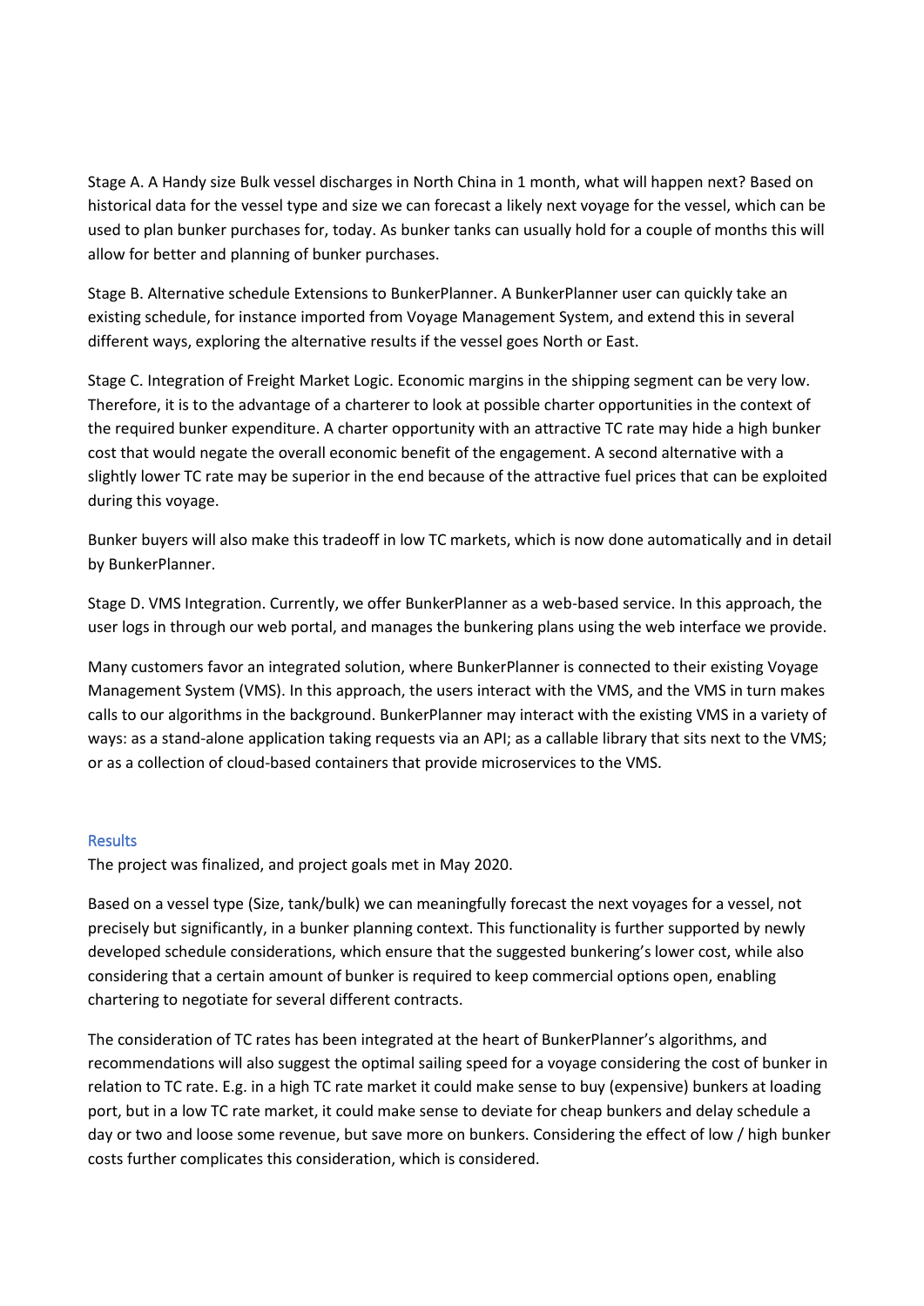Stage A. A Handy size Bulk vessel discharges in North China in 1 month, what will happen next? Based on historical data for the vessel type and size we can forecast a likely next voyage for the vessel, which can be used to plan bunker purchases for, today. As bunker tanks can usually hold for a couple of months this will allow for better and planning of bunker purchases.

Stage B. Alternative schedule Extensions to BunkerPlanner. A BunkerPlanner user can quickly take an existing schedule, for instance imported from Voyage Management System, and extend this in several different ways, exploring the alternative results if the vessel goes North or East.

Stage C. Integration of Freight Market Logic. Economic margins in the shipping segment can be very low. Therefore, it is to the advantage of a charterer to look at possible charter opportunities in the context of the required bunker expenditure. A charter opportunity with an attractive TC rate may hide a high bunker cost that would negate the overall economic benefit of the engagement. A second alternative with a slightly lower TC rate may be superior in the end because of the attractive fuel prices that can be exploited during this voyage.

Bunker buyers will also make this tradeoff in low TC markets, which is now done automatically and in detail by BunkerPlanner.

Stage D. VMS Integration. Currently, we offer BunkerPlanner as a web-based service. In this approach, the user logs in through our web portal, and manages the bunkering plans using the web interface we provide.

Many customers favor an integrated solution, where BunkerPlanner is connected to their existing Voyage Management System (VMS). In this approach, the users interact with the VMS, and the VMS in turn makes calls to our algorithms in the background. BunkerPlanner may interact with the existing VMS in a variety of ways: as a stand-alone application taking requests via an API; as a callable library that sits next to the VMS; or as a collection of cloud-based containers that provide microservices to the VMS.

## Results

The project was finalized, and project goals met in May 2020.

Based on a vessel type (Size, tank/bulk) we can meaningfully forecast the next voyages for a vessel, not precisely but significantly, in a bunker planning context. This functionality is further supported by newly developed schedule considerations, which ensure that the suggested bunkering's lower cost, while also considering that a certain amount of bunker is required to keep commercial options open, enabling chartering to negotiate for several different contracts.

The consideration of TC rates has been integrated at the heart of BunkerPlanner's algorithms, and recommendations will also suggest the optimal sailing speed for a voyage considering the cost of bunker in relation to TC rate. E.g. in a high TC rate market it could make sense to buy (expensive) bunkers at loading port, but in a low TC rate market, it could make sense to deviate for cheap bunkers and delay schedule a day or two and loose some revenue, but save more on bunkers. Considering the effect of low / high bunker costs further complicates this consideration, which is considered.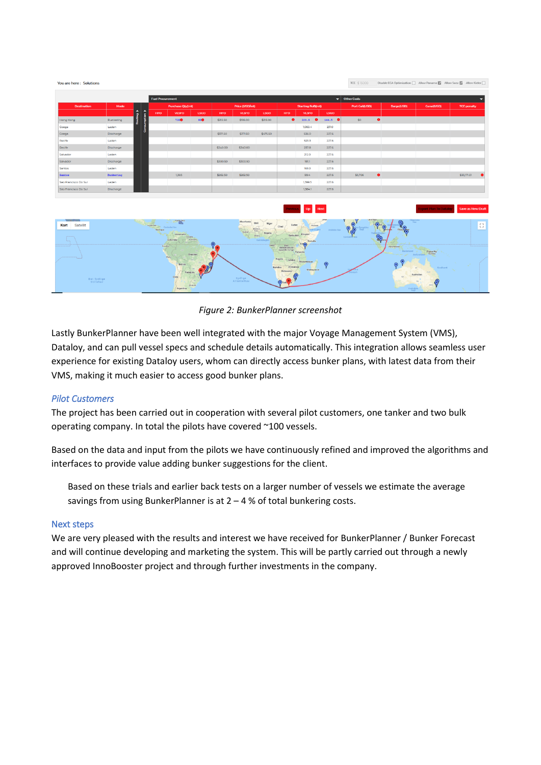*Figure 2: BunkerPlanner screenshot*

Lastly BunkerPlanner have been well integrated with the major Voyage Management System (VMS), Dataloy, and can pull vessel specs and schedule details automatically. This integration allows seamless user experience for existing Dataloy users, whom can directly access bunker plans, with latest data from their VMS, making it much easier to access good bunker plans.

### *Pilot Customers*

The project has been carried out in cooperation with several pilot customers, one tanker and two bulk operating company. In total the pilots have covered ~100 vessels.

Based on the data and input from the pilots we have continuously refined and improved the algorithms and interfaces to provide value adding bunker suggestions for the client.

> Based on these trials and earlier back tests on a larger number of vessels we estimate the average savings from using BunkerPlanner is at 2 – 4 % of total bunkering costs.

### Next steps

We are very pleased with the results and interest we have received for BunkerPlanner / Bunker Forecast and will continue developing and marketing the system. This will be partly carried out through a newly approved InnoBooster project and through further investments in the company.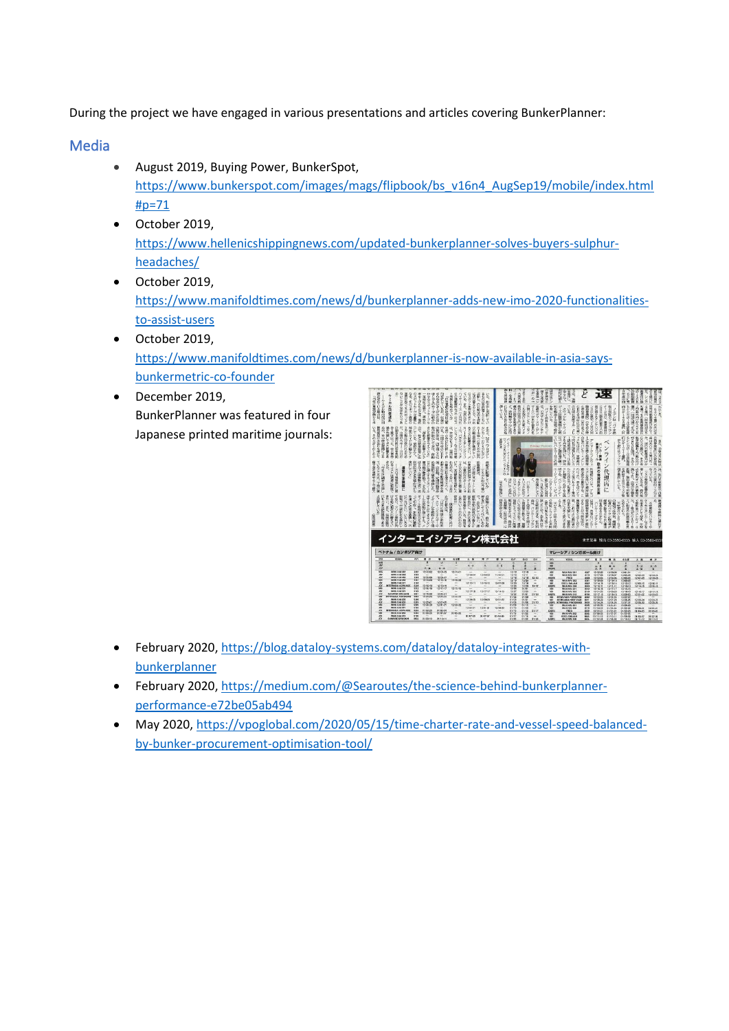During the project we have engaged in various presentations and articles covering BunkerPlanner:

## Media

- August 2019, Buying Power, BunkerSpot, https://www.bunkerspot.com/images/mags/flipbook/bs_v16n4_AugSep19/mobile/index.html#p=71
- October 2019, https://www.hellenicshippingnews.com/updated-bunkerplanner-solves-buyers-sulphur-headaches/
- October 2019, https://www.manifoldtimes.com/news/d/bunkerplanner-adds-new-imo-2020-functionalities-to-assist-users
- October 2019, https://www.manifoldtimes.com/news/d/bunkerplanner-is-now-available-in-asia-says-bunkermetric-co-founder
- December 2019, BunkerPlanner was featured in four Japanese printed maritime journals:
- February 2020, https://blog.dataloy-systems.com/dataloy/dataloy-integrates-with-bunkerplanner
- February 2020, https://medium.com/@Searoutes/the-science-behind-bunkerplanner-performance-e72be05ab494
- May 2020, https://vpoglobal.com/2020/05/15/time-charter-rate-and-vessel-speed-balanced-by-bunker-procurement-optimisation-tool/